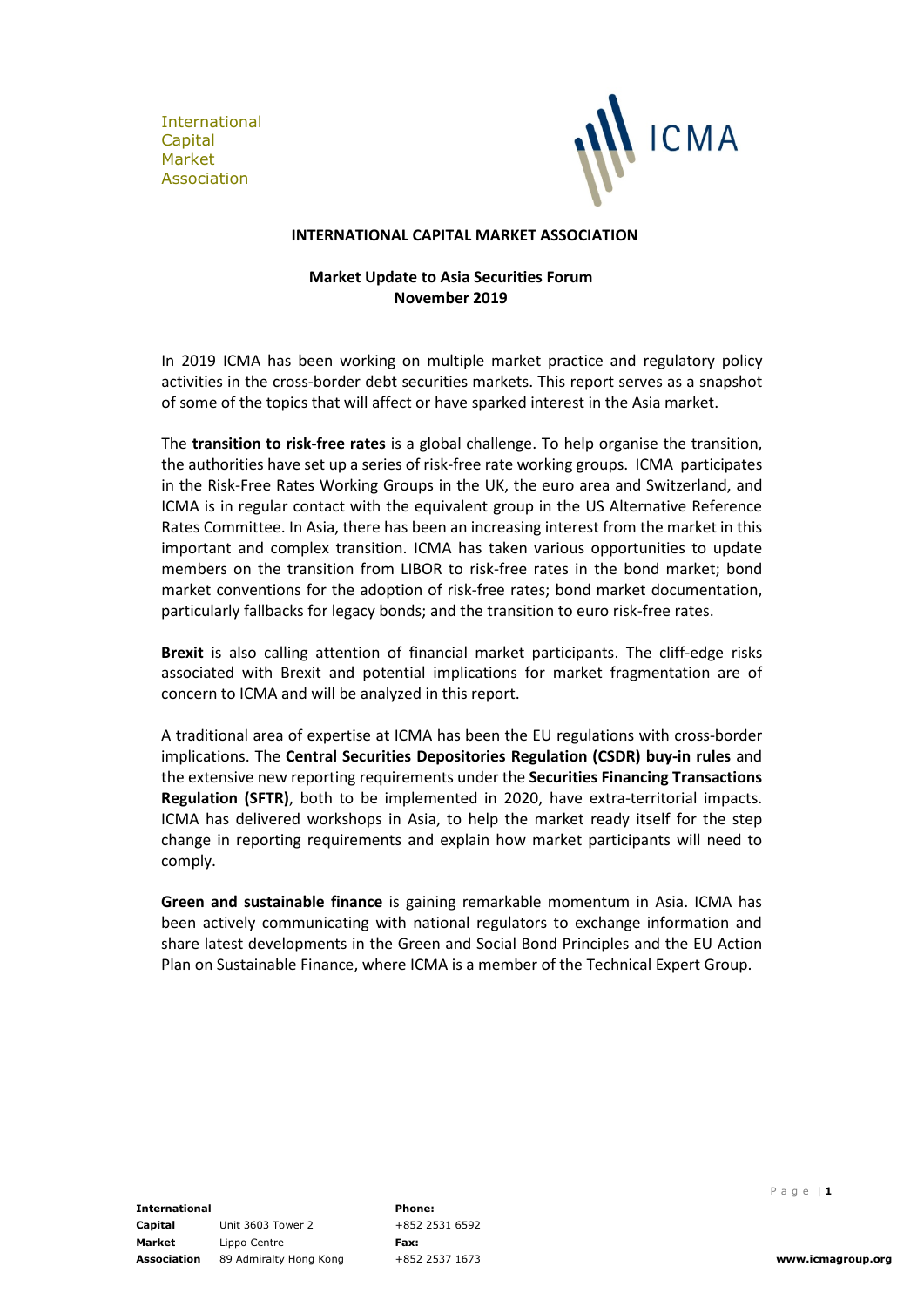International
Capital
Market
Association

**INTERNATIONAL CAPITAL MARKET ASSOCIATION**

**Market Update to Asia Securities Forum**
**November 2019**

In 2019 ICMA has been working on multiple market practice and regulatory policy activities in the cross-border debt securities markets. This report serves as a snapshot of some of the topics that will affect or have sparked interest in the Asia market.

The **transition to risk-free rates** is a global challenge. To help organise the transition, the authorities have set up a series of risk-free rate working groups. ICMA participates in the Risk-Free Rates Working Groups in the UK, the euro area and Switzerland, and ICMA is in regular contact with the equivalent group in the US Alternative Reference Rates Committee. In Asia, there has been an increasing interest from the market in this important and complex transition. ICMA has taken various opportunities to update members on the transition from LIBOR to risk-free rates in the bond market; bond market conventions for the adoption of risk-free rates; bond market documentation, particularly fallbacks for legacy bonds; and the transition to euro risk-free rates.

**Brexit** is also calling attention of financial market participants. The cliff-edge risks associated with Brexit and potential implications for market fragmentation are of concern to ICMA and will be analyzed in this report.

A traditional area of expertise at ICMA has been the EU regulations with cross-border implications. The **Central Securities Depositories Regulation (CSDR) buy-in rules** and the extensive new reporting requirements under the **Securities Financing Transactions Regulation (SFTR)**, both to be implemented in 2020, have extra-territorial impacts. ICMA has delivered workshops in Asia, to help the market ready itself for the step change in reporting requirements and explain how market participants will need to comply.

**Green and sustainable finance** is gaining remarkable momentum in Asia. ICMA has been actively communicating with national regulators to exchange information and share latest developments in the Green and Social Bond Principles and the EU Action Plan on Sustainable Finance, where ICMA is a member of the Technical Expert Group.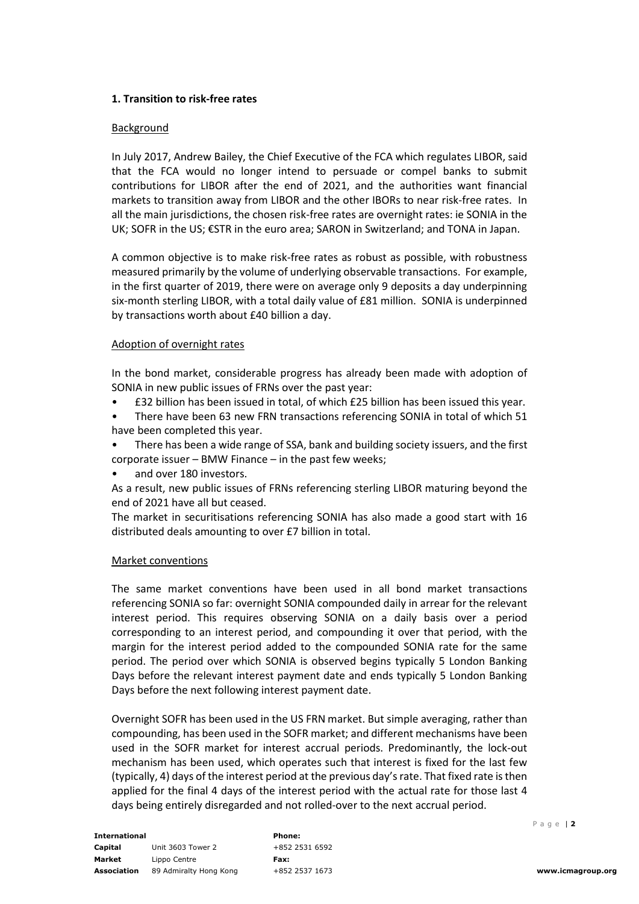### 1. Transition to risk-free rates

#### Background

In July 2017, Andrew Bailey, the Chief Executive of the FCA which regulates LIBOR, said that the FCA would no longer intend to persuade or compel banks to submit contributions for LIBOR after the end of 2021, and the authorities want financial markets to transition away from LIBOR and the other IBORs to near risk-free rates. In all the main jurisdictions, the chosen risk-free rates are overnight rates: ie SONIA in the UK; SOFR in the US; €STR in the euro area; SARON in Switzerland; and TONA in Japan.

A common objective is to make risk-free rates as robust as possible, with robustness measured primarily by the volume of underlying observable transactions. For example, in the first quarter of 2019, there were on average only 9 deposits a day underpinning six-month sterling LIBOR, with a total daily value of £81 million. SONIA is underpinned by transactions worth about £40 billion a day.

#### Adoption of overnight rates

In the bond market, considerable progress has already been made with adoption of SONIA in new public issues of FRNs over the past year:

- £32 billion has been issued in total, of which £25 billion has been issued this year.
- There have been 63 new FRN transactions referencing SONIA in total of which 51 have been completed this year.
- There has been a wide range of SSA, bank and building society issuers, and the first corporate issuer – BMW Finance – in the past few weeks;
- and over 180 investors.

As a result, new public issues of FRNs referencing sterling LIBOR maturing beyond the end of 2021 have all but ceased.

The market in securitisations referencing SONIA has also made a good start with 16 distributed deals amounting to over £7 billion in total.

#### Market conventions

The same market conventions have been used in all bond market transactions referencing SONIA so far: overnight SONIA compounded daily in arrear for the relevant interest period. This requires observing SONIA on a daily basis over a period corresponding to an interest period, and compounding it over that period, with the margin for the interest period added to the compounded SONIA rate for the same period. The period over which SONIA is observed begins typically 5 London Banking Days before the relevant interest payment date and ends typically 5 London Banking Days before the next following interest payment date.

Overnight SOFR has been used in the US FRN market. But simple averaging, rather than compounding, has been used in the SOFR market; and different mechanisms have been used in the SOFR market for interest accrual periods. Predominantly, the lock-out mechanism has been used, which operates such that interest is fixed for the last few (typically, 4) days of the interest period at the previous day's rate. That fixed rate is then applied for the final 4 days of the interest period with the actual rate for those last 4 days being entirely disregarded and not rolled-over to the next accrual period.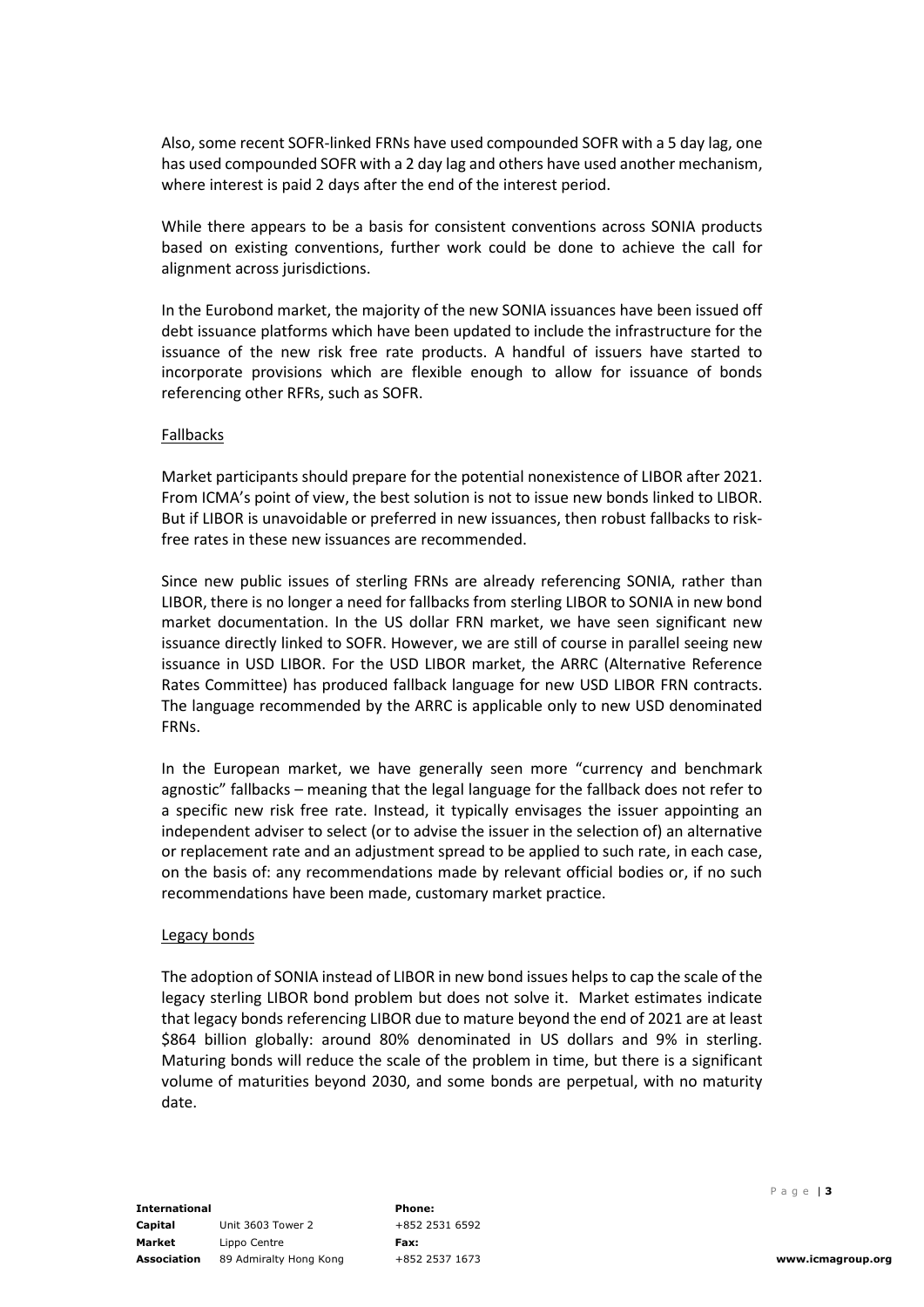Also, some recent SOFR-linked FRNs have used compounded SOFR with a 5 day lag, one has used compounded SOFR with a 2 day lag and others have used another mechanism, where interest is paid 2 days after the end of the interest period.

While there appears to be a basis for consistent conventions across SONIA products based on existing conventions, further work could be done to achieve the call for alignment across jurisdictions.

In the Eurobond market, the majority of the new SONIA issuances have been issued off debt issuance platforms which have been updated to include the infrastructure for the issuance of the new risk free rate products. A handful of issuers have started to incorporate provisions which are flexible enough to allow for issuance of bonds referencing other RFRs, such as SOFR.

Fallbacks

Market participants should prepare for the potential nonexistence of LIBOR after 2021. From ICMA's point of view, the best solution is not to issue new bonds linked to LIBOR. But if LIBOR is unavoidable or preferred in new issuances, then robust fallbacks to risk-free rates in these new issuances are recommended.

Since new public issues of sterling FRNs are already referencing SONIA, rather than LIBOR, there is no longer a need for fallbacks from sterling LIBOR to SONIA in new bond market documentation. In the US dollar FRN market, we have seen significant new issuance directly linked to SOFR. However, we are still of course in parallel seeing new issuance in USD LIBOR. For the USD LIBOR market, the ARRC (Alternative Reference Rates Committee) has produced fallback language for new USD LIBOR FRN contracts. The language recommended by the ARRC is applicable only to new USD denominated FRNs.

In the European market, we have generally seen more "currency and benchmark agnostic" fallbacks – meaning that the legal language for the fallback does not refer to a specific new risk free rate. Instead, it typically envisages the issuer appointing an independent adviser to select (or to advise the issuer in the selection of) an alternative or replacement rate and an adjustment spread to be applied to such rate, in each case, on the basis of: any recommendations made by relevant official bodies or, if no such recommendations have been made, customary market practice.

Legacy bonds

The adoption of SONIA instead of LIBOR in new bond issues helps to cap the scale of the legacy sterling LIBOR bond problem but does not solve it. Market estimates indicate that legacy bonds referencing LIBOR due to mature beyond the end of 2021 are at least \$864 billion globally: around 80% denominated in US dollars and 9% in sterling. Maturing bonds will reduce the scale of the problem in time, but there is a significant volume of maturities beyond 2030, and some bonds are perpetual, with no maturity date.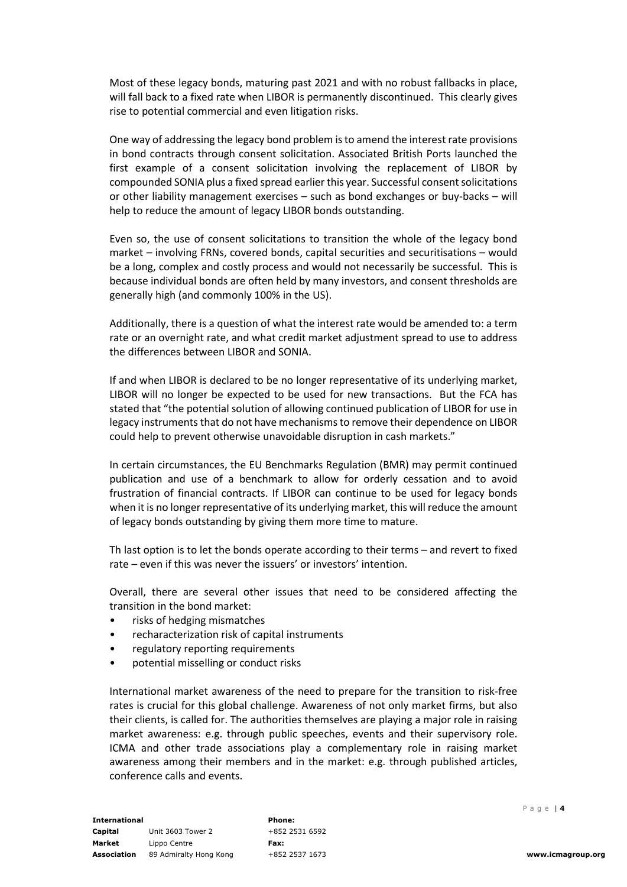Most of these legacy bonds, maturing past 2021 and with no robust fallbacks in place, will fall back to a fixed rate when LIBOR is permanently discontinued. This clearly gives rise to potential commercial and even litigation risks.

One way of addressing the legacy bond problem is to amend the interest rate provisions in bond contracts through consent solicitation. Associated British Ports launched the first example of a consent solicitation involving the replacement of LIBOR by compounded SONIA plus a fixed spread earlier this year. Successful consent solicitations or other liability management exercises – such as bond exchanges or buy-backs – will help to reduce the amount of legacy LIBOR bonds outstanding.

Even so, the use of consent solicitations to transition the whole of the legacy bond market – involving FRNs, covered bonds, capital securities and securitisations – would be a long, complex and costly process and would not necessarily be successful. This is because individual bonds are often held by many investors, and consent thresholds are generally high (and commonly 100% in the US).

Additionally, there is a question of what the interest rate would be amended to: a term rate or an overnight rate, and what credit market adjustment spread to use to address the differences between LIBOR and SONIA.

If and when LIBOR is declared to be no longer representative of its underlying market, LIBOR will no longer be expected to be used for new transactions. But the FCA has stated that "the potential solution of allowing continued publication of LIBOR for use in legacy instruments that do not have mechanisms to remove their dependence on LIBOR could help to prevent otherwise unavoidable disruption in cash markets."

In certain circumstances, the EU Benchmarks Regulation (BMR) may permit continued publication and use of a benchmark to allow for orderly cessation and to avoid frustration of financial contracts. If LIBOR can continue to be used for legacy bonds when it is no longer representative of its underlying market, this will reduce the amount of legacy bonds outstanding by giving them more time to mature.

Th last option is to let the bonds operate according to their terms – and revert to fixed rate – even if this was never the issuers' or investors' intention.

Overall, there are several other issues that need to be considered affecting the transition in the bond market:

- risks of hedging mismatches
- recharacterization risk of capital instruments
- regulatory reporting requirements
- potential misselling or conduct risks

International market awareness of the need to prepare for the transition to risk-free rates is crucial for this global challenge. Awareness of not only market firms, but also their clients, is called for. The authorities themselves are playing a major role in raising market awareness: e.g. through public speeches, events and their supervisory role. ICMA and other trade associations play a complementary role in raising market awareness among their members and in the market: e.g. through published articles, conference calls and events.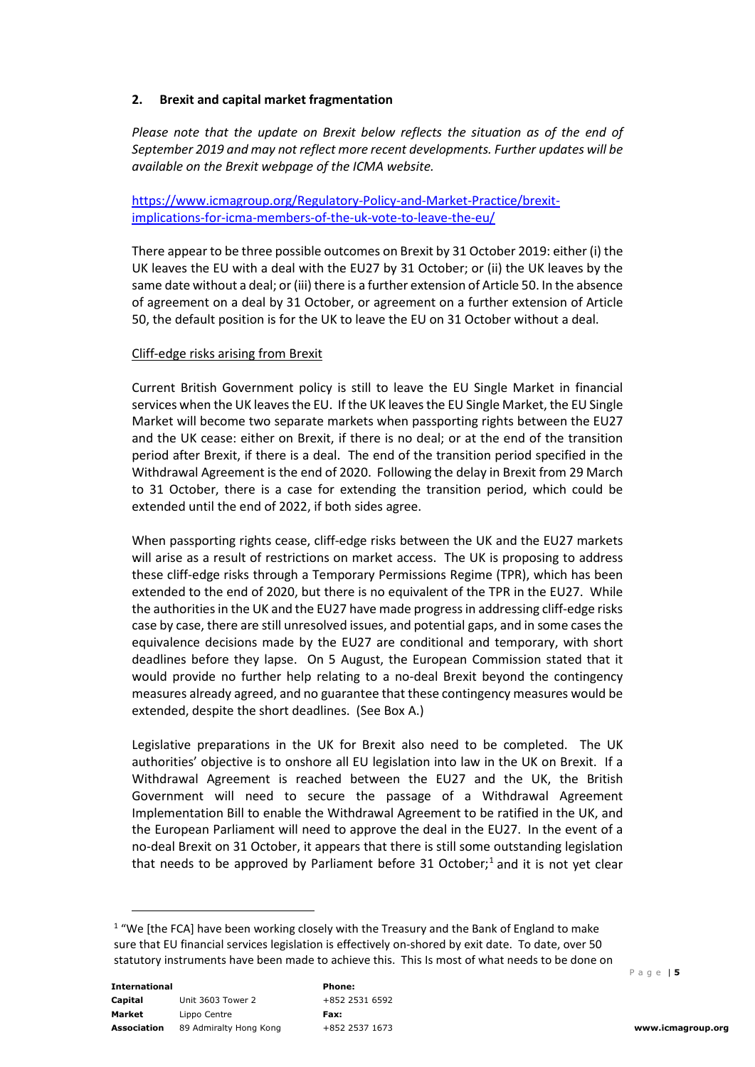## 2. Brexit and capital market fragmentation

*Please note that the update on Brexit below reflects the situation as of the end of September 2019 and may not reflect more recent developments. Further updates will be available on the Brexit webpage of the ICMA website.*

https://www.icmagroup.org/Regulatory-Policy-and-Market-Practice/brexit-implications-for-icma-members-of-the-uk-vote-to-leave-the-eu/

There appear to be three possible outcomes on Brexit by 31 October 2019: either (i) the UK leaves the EU with a deal with the EU27 by 31 October; or (ii) the UK leaves by the same date without a deal; or (iii) there is a further extension of Article 50. In the absence of agreement on a deal by 31 October, or agreement on a further extension of Article 50, the default position is for the UK to leave the EU on 31 October without a deal.

Cliff-edge risks arising from Brexit

Current British Government policy is still to leave the EU Single Market in financial services when the UK leaves the EU. If the UK leaves the EU Single Market, the EU Single Market will become two separate markets when passporting rights between the EU27 and the UK cease: either on Brexit, if there is no deal; or at the end of the transition period after Brexit, if there is a deal. The end of the transition period specified in the Withdrawal Agreement is the end of 2020. Following the delay in Brexit from 29 March to 31 October, there is a case for extending the transition period, which could be extended until the end of 2022, if both sides agree.

When passporting rights cease, cliff-edge risks between the UK and the EU27 markets will arise as a result of restrictions on market access. The UK is proposing to address these cliff-edge risks through a Temporary Permissions Regime (TPR), which has been extended to the end of 2020, but there is no equivalent of the TPR in the EU27. While the authorities in the UK and the EU27 have made progress in addressing cliff-edge risks case by case, there are still unresolved issues, and potential gaps, and in some cases the equivalence decisions made by the EU27 are conditional and temporary, with short deadlines before they lapse. On 5 August, the European Commission stated that it would provide no further help relating to a no-deal Brexit beyond the contingency measures already agreed, and no guarantee that these contingency measures would be extended, despite the short deadlines. (See Box A.)

Legislative preparations in the UK for Brexit also need to be completed. The UK authorities' objective is to onshore all EU legislation into law in the UK on Brexit. If a Withdrawal Agreement is reached between the EU27 and the UK, the British Government will need to secure the passage of a Withdrawal Agreement Implementation Bill to enable the Withdrawal Agreement to be ratified in the UK, and the European Parliament will need to approve the deal in the EU27. In the event of a no-deal Brexit on 31 October, it appears that there is still some outstanding legislation that needs to be approved by Parliament before 31 October;[1] and it is not yet clear

[1] "We [the FCA] have been working closely with the Treasury and the Bank of England to make sure that EU financial services legislation is effectively on-shored by exit date. To date, over 50 statutory instruments have been made to achieve this. This Is most of what needs to be done on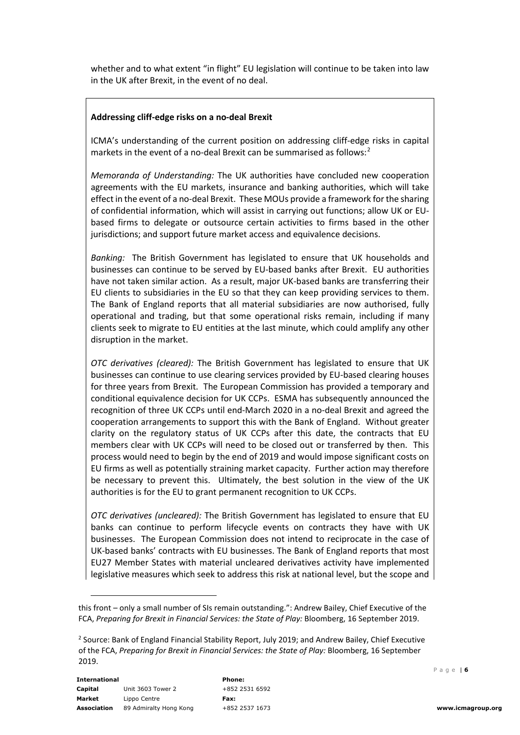whether and to what extent "in flight" EU legislation will continue to be taken into law in the UK after Brexit, in the event of no deal.

**Addressing cliff-edge risks on a no-deal Brexit**

ICMA's understanding of the current position on addressing cliff-edge risks in capital markets in the event of a no-deal Brexit can be summarised as follows:[2]

*Memoranda of Understanding:* The UK authorities have concluded new cooperation agreements with the EU markets, insurance and banking authorities, which will take effect in the event of a no-deal Brexit. These MOUs provide a framework for the sharing of confidential information, which will assist in carrying out functions; allow UK or EU-based firms to delegate or outsource certain activities to firms based in the other jurisdictions; and support future market access and equivalence decisions.

*Banking:* The British Government has legislated to ensure that UK households and businesses can continue to be served by EU-based banks after Brexit. EU authorities have not taken similar action. As a result, major UK-based banks are transferring their EU clients to subsidiaries in the EU so that they can keep providing services to them. The Bank of England reports that all material subsidiaries are now authorised, fully operational and trading, but that some operational risks remain, including if many clients seek to migrate to EU entities at the last minute, which could amplify any other disruption in the market.

*OTC derivatives (cleared):* The British Government has legislated to ensure that UK businesses can continue to use clearing services provided by EU-based clearing houses for three years from Brexit. The European Commission has provided a temporary and conditional equivalence decision for UK CCPs. ESMA has subsequently announced the recognition of three UK CCPs until end-March 2020 in a no-deal Brexit and agreed the cooperation arrangements to support this with the Bank of England. Without greater clarity on the regulatory status of UK CCPs after this date, the contracts that EU members clear with UK CCPs will need to be closed out or transferred by then. This process would need to begin by the end of 2019 and would impose significant costs on EU firms as well as potentially straining market capacity. Further action may therefore be necessary to prevent this. Ultimately, the best solution in the view of the UK authorities is for the EU to grant permanent recognition to UK CCPs.

*OTC derivatives (uncleared):* The British Government has legislated to ensure that EU banks can continue to perform lifecycle events on contracts they have with UK businesses. The European Commission does not intend to reciprocate in the case of UK-based banks' contracts with EU businesses. The Bank of England reports that most EU27 Member States with material uncleared derivatives activity have implemented legislative measures which seek to address this risk at national level, but the scope and

---

this front – only a small number of SIs remain outstanding.": Andrew Bailey, Chief Executive of the FCA, *Preparing for Brexit in Financial Services: the State of Play:* Bloomberg, 16 September 2019.

[2] Source: Bank of England Financial Stability Report, July 2019; and Andrew Bailey, Chief Executive of the FCA, *Preparing for Brexit in Financial Services: the State of Play:* Bloomberg, 16 September 2019.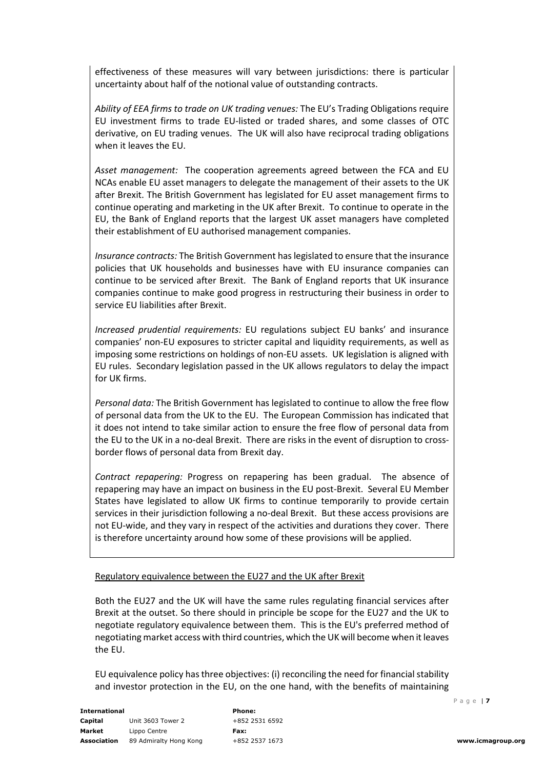effectiveness of these measures will vary between jurisdictions: there is particular uncertainty about half of the notional value of outstanding contracts.

*Ability of EEA firms to trade on UK trading venues:* The EU's Trading Obligations require EU investment firms to trade EU-listed or traded shares, and some classes of OTC derivative, on EU trading venues. The UK will also have reciprocal trading obligations when it leaves the EU.

*Asset management:* The cooperation agreements agreed between the FCA and EU NCAs enable EU asset managers to delegate the management of their assets to the UK after Brexit. The British Government has legislated for EU asset management firms to continue operating and marketing in the UK after Brexit. To continue to operate in the EU, the Bank of England reports that the largest UK asset managers have completed their establishment of EU authorised management companies.

*Insurance contracts:* The British Government has legislated to ensure that the insurance policies that UK households and businesses have with EU insurance companies can continue to be serviced after Brexit. The Bank of England reports that UK insurance companies continue to make good progress in restructuring their business in order to service EU liabilities after Brexit.

*Increased prudential requirements:* EU regulations subject EU banks' and insurance companies' non-EU exposures to stricter capital and liquidity requirements, as well as imposing some restrictions on holdings of non-EU assets. UK legislation is aligned with EU rules. Secondary legislation passed in the UK allows regulators to delay the impact for UK firms.

*Personal data:* The British Government has legislated to continue to allow the free flow of personal data from the UK to the EU. The European Commission has indicated that it does not intend to take similar action to ensure the free flow of personal data from the EU to the UK in a no-deal Brexit. There are risks in the event of disruption to cross-border flows of personal data from Brexit day.

*Contract repapering:* Progress on repapering has been gradual. The absence of repapering may have an impact on business in the EU post-Brexit. Several EU Member States have legislated to allow UK firms to continue temporarily to provide certain services in their jurisdiction following a no-deal Brexit. But these access provisions are not EU-wide, and they vary in respect of the activities and durations they cover. There is therefore uncertainty around how some of these provisions will be applied.

Regulatory equivalence between the EU27 and the UK after Brexit

Both the EU27 and the UK will have the same rules regulating financial services after Brexit at the outset. So there should in principle be scope for the EU27 and the UK to negotiate regulatory equivalence between them. This is the EU's preferred method of negotiating market access with third countries, which the UK will become when it leaves the EU.

EU equivalence policy has three objectives: (i) reconciling the need for financial stability and investor protection in the EU, on the one hand, with the benefits of maintaining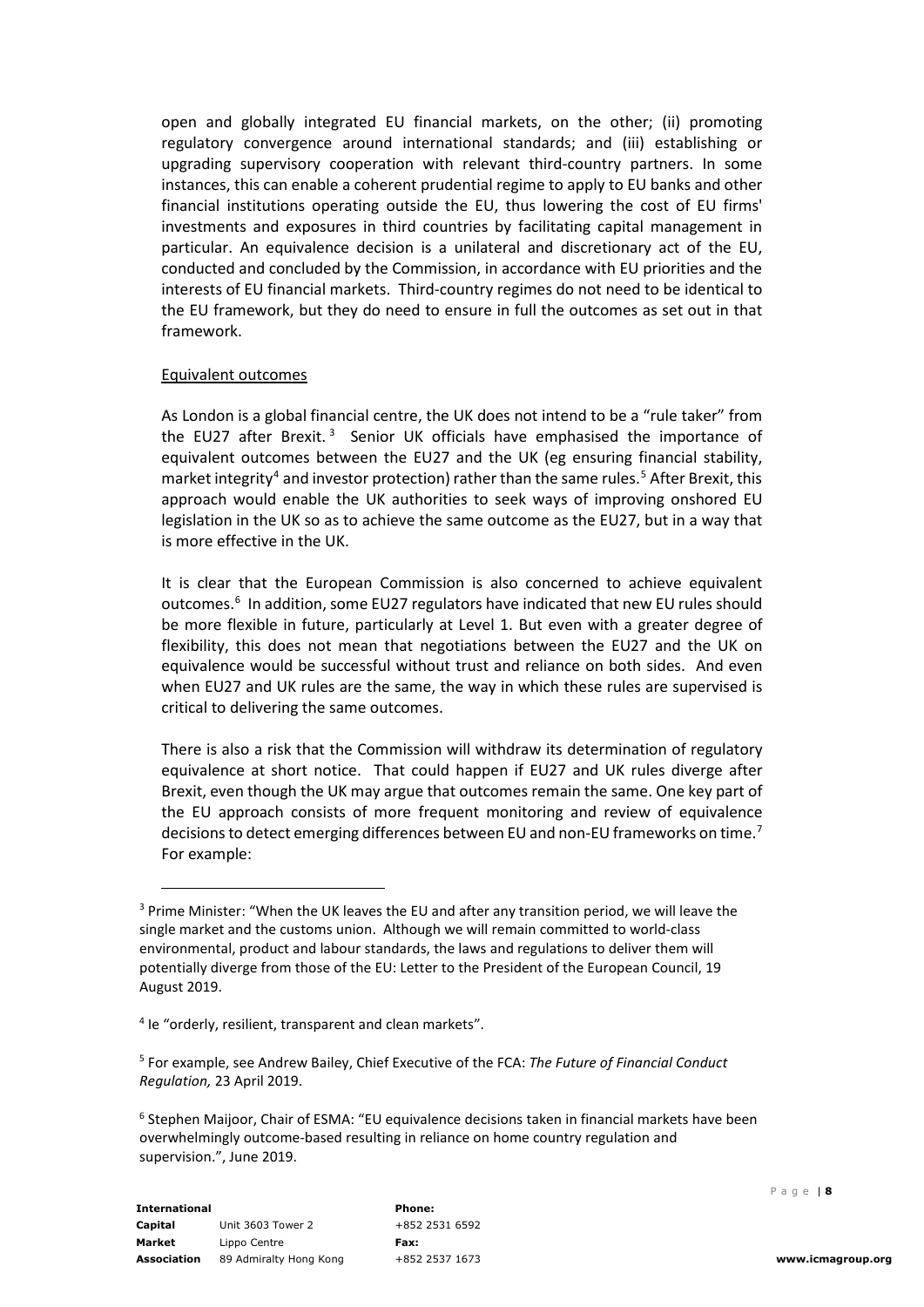open and globally integrated EU financial markets, on the other; (ii) promoting regulatory convergence around international standards; and (iii) establishing or upgrading supervisory cooperation with relevant third-country partners. In some instances, this can enable a coherent prudential regime to apply to EU banks and other financial institutions operating outside the EU, thus lowering the cost of EU firms' investments and exposures in third countries by facilitating capital management in particular. An equivalence decision is a unilateral and discretionary act of the EU, conducted and concluded by the Commission, in accordance with EU priorities and the interests of EU financial markets. Third-country regimes do not need to be identical to the EU framework, but they do need to ensure in full the outcomes as set out in that framework.

Equivalent outcomes

As London is a global financial centre, the UK does not intend to be a "rule taker" from the EU27 after Brexit.[3] Senior UK officials have emphasised the importance of equivalent outcomes between the EU27 and the UK (eg ensuring financial stability, market integrity[4] and investor protection) rather than the same rules.[5] After Brexit, this approach would enable the UK authorities to seek ways of improving onshored EU legislation in the UK so as to achieve the same outcome as the EU27, but in a way that is more effective in the UK.

It is clear that the European Commission is also concerned to achieve equivalent outcomes.[6] In addition, some EU27 regulators have indicated that new EU rules should be more flexible in future, particularly at Level 1. But even with a greater degree of flexibility, this does not mean that negotiations between the EU27 and the UK on equivalence would be successful without trust and reliance on both sides. And even when EU27 and UK rules are the same, the way in which these rules are supervised is critical to delivering the same outcomes.

There is also a risk that the Commission will withdraw its determination of regulatory equivalence at short notice. That could happen if EU27 and UK rules diverge after Brexit, even though the UK may argue that outcomes remain the same. One key part of the EU approach consists of more frequent monitoring and review of equivalence decisions to detect emerging differences between EU and non-EU frameworks on time.[7] For example:

---

[3] Prime Minister: "When the UK leaves the EU and after any transition period, we will leave the single market and the customs union. Although we will remain committed to world-class environmental, product and labour standards, the laws and regulations to deliver them will potentially diverge from those of the EU: Letter to the President of the European Council, 19 August 2019.

[4] Ie "orderly, resilient, transparent and clean markets".

[5] For example, see Andrew Bailey, Chief Executive of the FCA: *The Future of Financial Conduct Regulation,* 23 April 2019.

[6] Stephen Maijoor, Chair of ESMA: "EU equivalence decisions taken in financial markets have been overwhelmingly outcome-based resulting in reliance on home country regulation and supervision.", June 2019.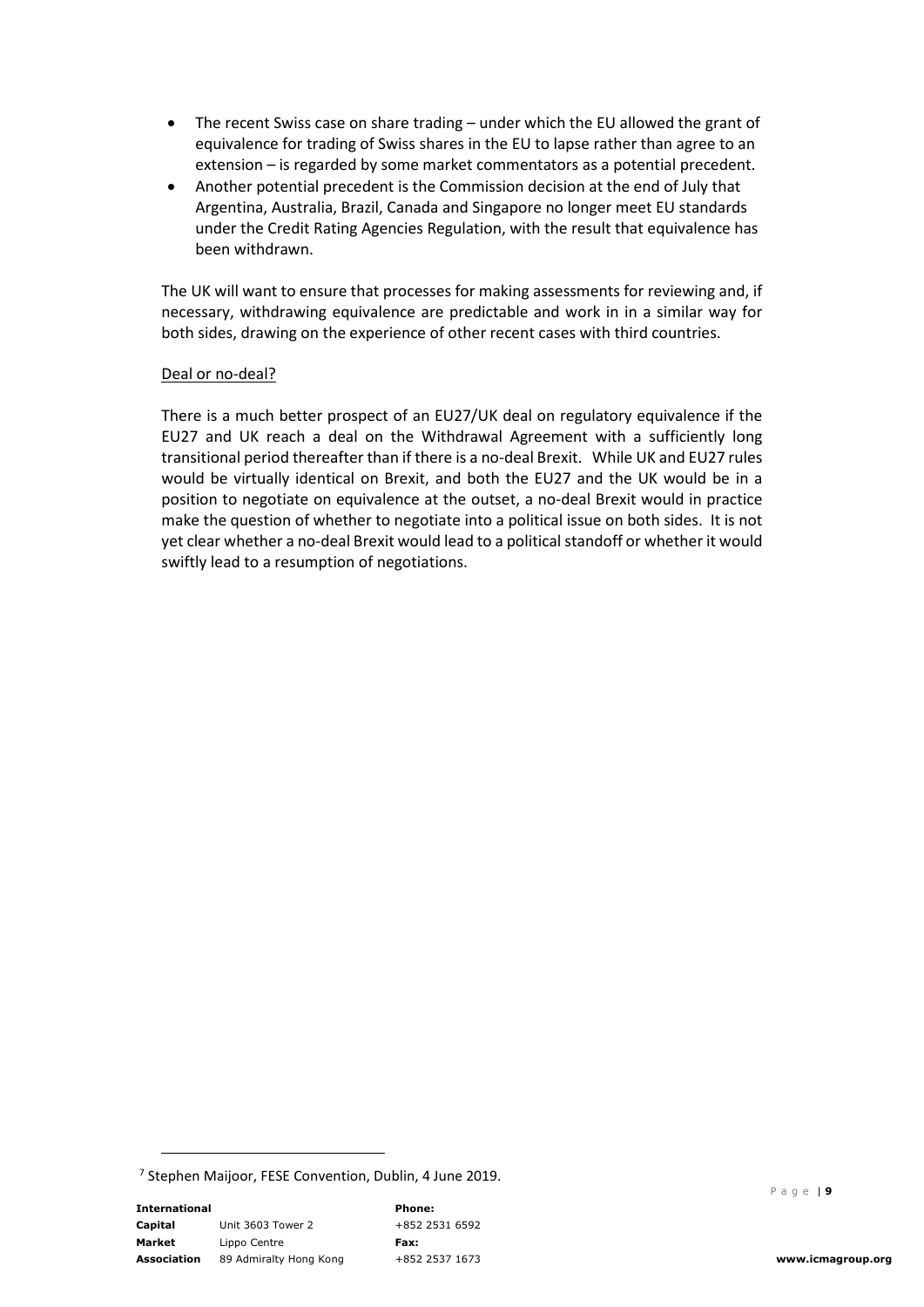- The recent Swiss case on share trading – under which the EU allowed the grant of equivalence for trading of Swiss shares in the EU to lapse rather than agree to an extension – is regarded by some market commentators as a potential precedent.
- Another potential precedent is the Commission decision at the end of July that Argentina, Australia, Brazil, Canada and Singapore no longer meet EU standards under the Credit Rating Agencies Regulation, with the result that equivalence has been withdrawn.

The UK will want to ensure that processes for making assessments for reviewing and, if necessary, withdrawing equivalence are predictable and work in in a similar way for both sides, drawing on the experience of other recent cases with third countries.

Deal or no-deal?

There is a much better prospect of an EU27/UK deal on regulatory equivalence if the EU27 and UK reach a deal on the Withdrawal Agreement with a sufficiently long transitional period thereafter than if there is a no-deal Brexit. While UK and EU27 rules would be virtually identical on Brexit, and both the EU27 and the UK would be in a position to negotiate on equivalence at the outset, a no-deal Brexit would in practice make the question of whether to negotiate into a political issue on both sides. It is not yet clear whether a no-deal Brexit would lead to a political standoff or whether it would swiftly lead to a resumption of negotiations.

[7] Stephen Maijoor, FESE Convention, Dublin, 4 June 2019.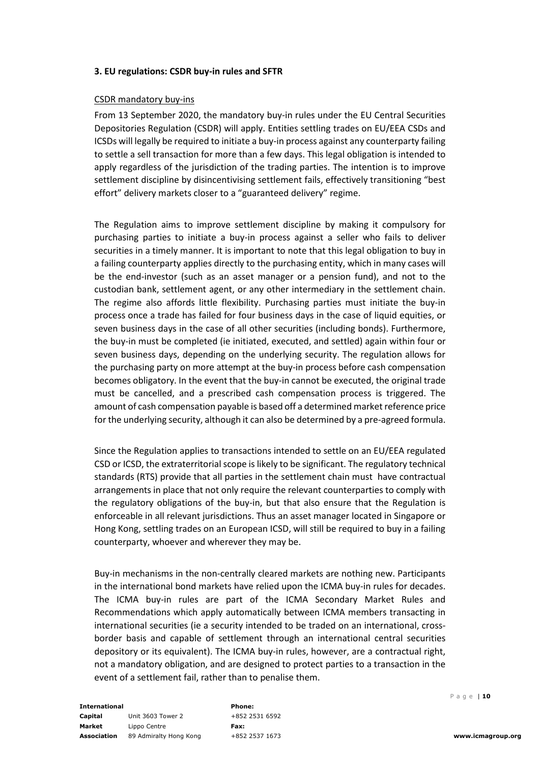### 3. EU regulations: CSDR buy-in rules and SFTR

CSDR mandatory buy-ins

From 13 September 2020, the mandatory buy-in rules under the EU Central Securities Depositories Regulation (CSDR) will apply. Entities settling trades on EU/EEA CSDs and ICSDs will legally be required to initiate a buy-in process against any counterparty failing to settle a sell transaction for more than a few days. This legal obligation is intended to apply regardless of the jurisdiction of the trading parties. The intention is to improve settlement discipline by disincentivising settlement fails, effectively transitioning "best effort" delivery markets closer to a "guaranteed delivery" regime.

The Regulation aims to improve settlement discipline by making it compulsory for purchasing parties to initiate a buy-in process against a seller who fails to deliver securities in a timely manner. It is important to note that this legal obligation to buy in a failing counterparty applies directly to the purchasing entity, which in many cases will be the end-investor (such as an asset manager or a pension fund), and not to the custodian bank, settlement agent, or any other intermediary in the settlement chain. The regime also affords little flexibility. Purchasing parties must initiate the buy-in process once a trade has failed for four business days in the case of liquid equities, or seven business days in the case of all other securities (including bonds). Furthermore, the buy-in must be completed (ie initiated, executed, and settled) again within four or seven business days, depending on the underlying security. The regulation allows for the purchasing party on more attempt at the buy-in process before cash compensation becomes obligatory. In the event that the buy-in cannot be executed, the original trade must be cancelled, and a prescribed cash compensation process is triggered. The amount of cash compensation payable is based off a determined market reference price for the underlying security, although it can also be determined by a pre-agreed formula.

Since the Regulation applies to transactions intended to settle on an EU/EEA regulated CSD or ICSD, the extraterritorial scope is likely to be significant. The regulatory technical standards (RTS) provide that all parties in the settlement chain must have contractual arrangements in place that not only require the relevant counterparties to comply with the regulatory obligations of the buy-in, but that also ensure that the Regulation is enforceable in all relevant jurisdictions. Thus an asset manager located in Singapore or Hong Kong, settling trades on an European ICSD, will still be required to buy in a failing counterparty, whoever and wherever they may be.

Buy-in mechanisms in the non-centrally cleared markets are nothing new. Participants in the international bond markets have relied upon the ICMA buy-in rules for decades. The ICMA buy-in rules are part of the ICMA Secondary Market Rules and Recommendations which apply automatically between ICMA members transacting in international securities (ie a security intended to be traded on an international, cross-border basis and capable of settlement through an international central securities depository or its equivalent). The ICMA buy-in rules, however, are a contractual right, not a mandatory obligation, and are designed to protect parties to a transaction in the event of a settlement fail, rather than to penalise them.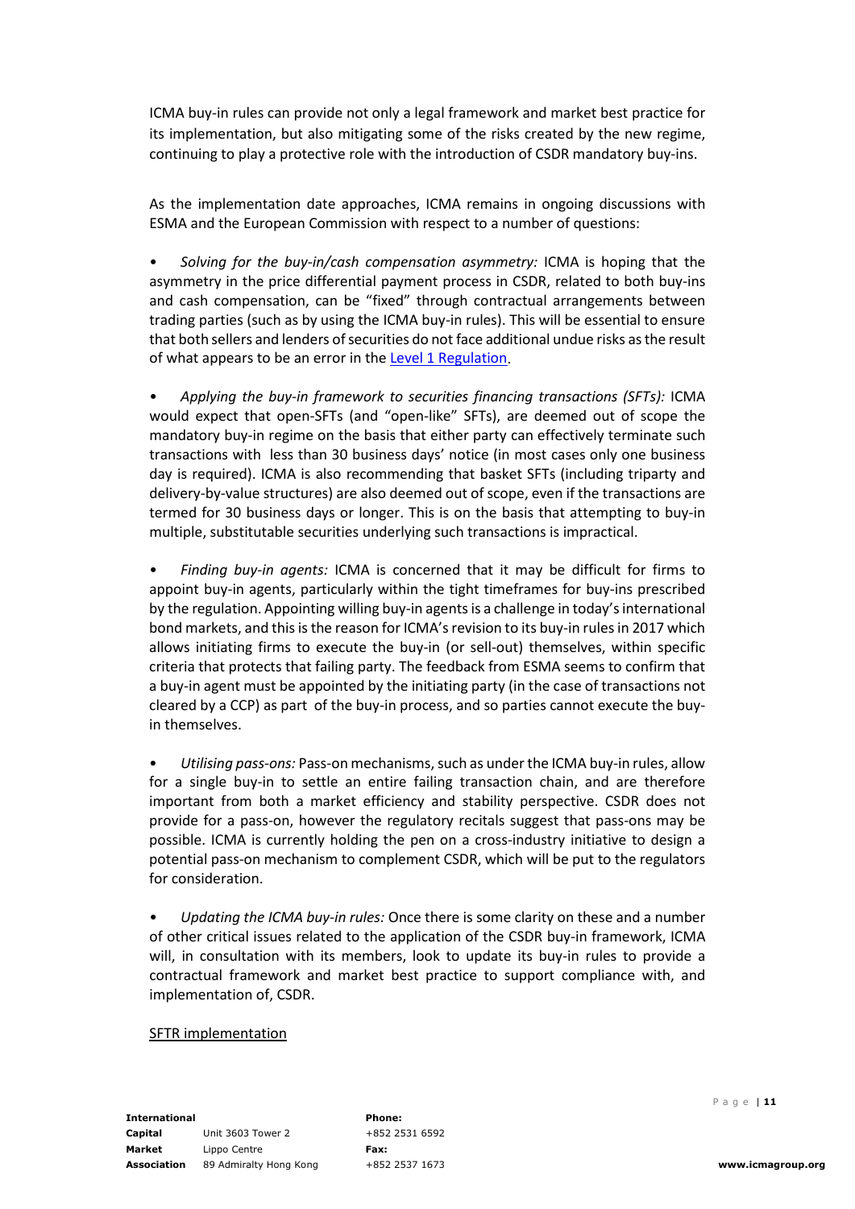ICMA buy-in rules can provide not only a legal framework and market best practice for its implementation, but also mitigating some of the risks created by the new regime, continuing to play a protective role with the introduction of CSDR mandatory buy-ins.

As the implementation date approaches, ICMA remains in ongoing discussions with ESMA and the European Commission with respect to a number of questions:

- *Solving for the buy-in/cash compensation asymmetry:* ICMA is hoping that the asymmetry in the price differential payment process in CSDR, related to both buy-ins and cash compensation, can be "fixed" through contractual arrangements between trading parties (such as by using the ICMA buy-in rules). This will be essential to ensure that both sellers and lenders of securities do not face additional undue risks as the result of what appears to be an error in the Level 1 Regulation.

- *Applying the buy-in framework to securities financing transactions (SFTs):* ICMA would expect that open-SFTs (and "open-like" SFTs), are deemed out of scope the mandatory buy-in regime on the basis that either party can effectively terminate such transactions with less than 30 business days' notice (in most cases only one business day is required). ICMA is also recommending that basket SFTs (including triparty and delivery-by-value structures) are also deemed out of scope, even if the transactions are termed for 30 business days or longer. This is on the basis that attempting to buy-in multiple, substitutable securities underlying such transactions is impractical.

- *Finding buy-in agents:* ICMA is concerned that it may be difficult for firms to appoint buy-in agents, particularly within the tight timeframes for buy-ins prescribed by the regulation. Appointing willing buy-in agents is a challenge in today's international bond markets, and this is the reason for ICMA's revision to its buy-in rules in 2017 which allows initiating firms to execute the buy-in (or sell-out) themselves, within specific criteria that protects that failing party. The feedback from ESMA seems to confirm that a buy-in agent must be appointed by the initiating party (in the case of transactions not cleared by a CCP) as part of the buy-in process, and so parties cannot execute the buy-in themselves.

- *Utilising pass-ons:* Pass-on mechanisms, such as under the ICMA buy-in rules, allow for a single buy-in to settle an entire failing transaction chain, and are therefore important from both a market efficiency and stability perspective. CSDR does not provide for a pass-on, however the regulatory recitals suggest that pass-ons may be possible. ICMA is currently holding the pen on a cross-industry initiative to design a potential pass-on mechanism to complement CSDR, which will be put to the regulators for consideration.

- *Updating the ICMA buy-in rules:* Once there is some clarity on these and a number of other critical issues related to the application of the CSDR buy-in framework, ICMA will, in consultation with its members, look to update its buy-in rules to provide a contractual framework and market best practice to support compliance with, and implementation of, CSDR.

SFTR implementation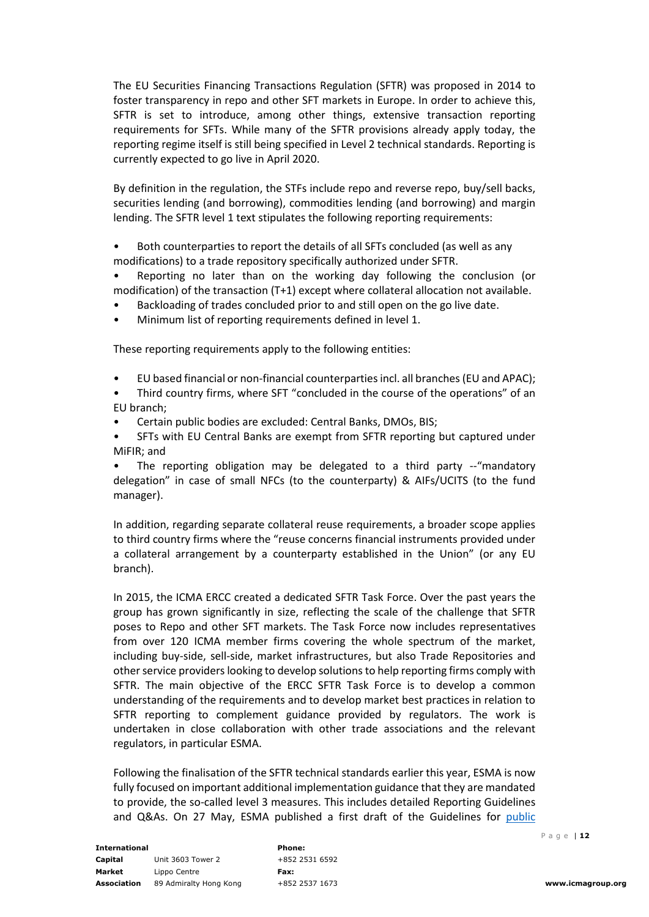The EU Securities Financing Transactions Regulation (SFTR) was proposed in 2014 to foster transparency in repo and other SFT markets in Europe. In order to achieve this, SFTR is set to introduce, among other things, extensive transaction reporting requirements for SFTs. While many of the SFTR provisions already apply today, the reporting regime itself is still being specified in Level 2 technical standards. Reporting is currently expected to go live in April 2020.

By definition in the regulation, the STFs include repo and reverse repo, buy/sell backs, securities lending (and borrowing), commodities lending (and borrowing) and margin lending. The SFTR level 1 text stipulates the following reporting requirements:

- Both counterparties to report the details of all SFTs concluded (as well as any modifications) to a trade repository specifically authorized under SFTR.
- Reporting no later than on the working day following the conclusion (or modification) of the transaction (T+1) except where collateral allocation not available.
- Backloading of trades concluded prior to and still open on the go live date.
- Minimum list of reporting requirements defined in level 1.

These reporting requirements apply to the following entities:

- EU based financial or non-financial counterparties incl. all branches (EU and APAC);
- Third country firms, where SFT "concluded in the course of the operations" of an EU branch;
- Certain public bodies are excluded: Central Banks, DMOs, BIS;
- SFTs with EU Central Banks are exempt from SFTR reporting but captured under MiFIR; and
- The reporting obligation may be delegated to a third party --"mandatory delegation" in case of small NFCs (to the counterparty) & AIFs/UCITS (to the fund manager).

In addition, regarding separate collateral reuse requirements, a broader scope applies to third country firms where the "reuse concerns financial instruments provided under a collateral arrangement by a counterparty established in the Union" (or any EU branch).

In 2015, the ICMA ERCC created a dedicated SFTR Task Force. Over the past years the group has grown significantly in size, reflecting the scale of the challenge that SFTR poses to Repo and other SFT markets. The Task Force now includes representatives from over 120 ICMA member firms covering the whole spectrum of the market, including buy-side, sell-side, market infrastructures, but also Trade Repositories and other service providers looking to develop solutions to help reporting firms comply with SFTR. The main objective of the ERCC SFTR Task Force is to develop a common understanding of the requirements and to develop market best practices in relation to SFTR reporting to complement guidance provided by regulators. The work is undertaken in close collaboration with other trade associations and the relevant regulators, in particular ESMA.

Following the finalisation of the SFTR technical standards earlier this year, ESMA is now fully focused on important additional implementation guidance that they are mandated to provide, the so-called level 3 measures. This includes detailed Reporting Guidelines and Q&As. On 27 May, ESMA published a first draft of the Guidelines for public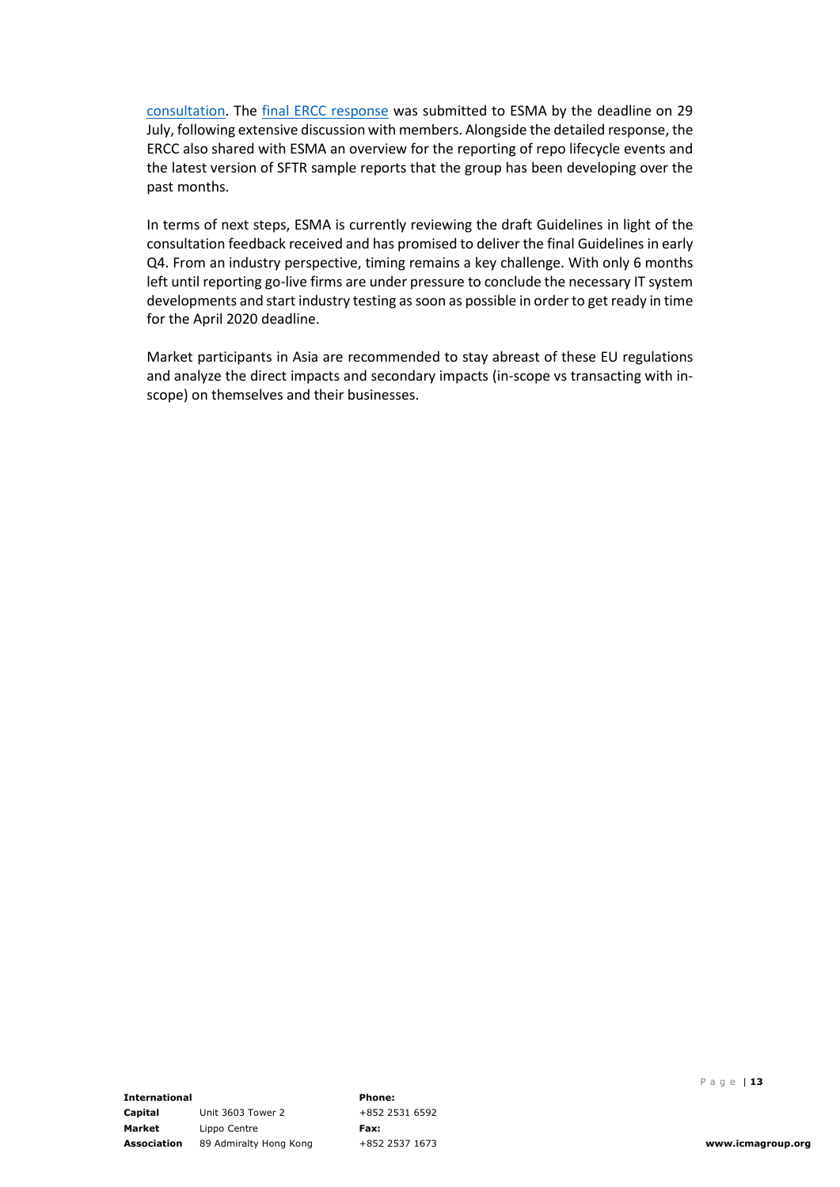consultation. The final ERCC response was submitted to ESMA by the deadline on 29 July, following extensive discussion with members. Alongside the detailed response, the ERCC also shared with ESMA an overview for the reporting of repo lifecycle events and the latest version of SFTR sample reports that the group has been developing over the past months.

In terms of next steps, ESMA is currently reviewing the draft Guidelines in light of the consultation feedback received and has promised to deliver the final Guidelines in early Q4. From an industry perspective, timing remains a key challenge. With only 6 months left until reporting go-live firms are under pressure to conclude the necessary IT system developments and start industry testing as soon as possible in order to get ready in time for the April 2020 deadline.

Market participants in Asia are recommended to stay abreast of these EU regulations and analyze the direct impacts and secondary impacts (in-scope vs transacting with in-scope) on themselves and their businesses.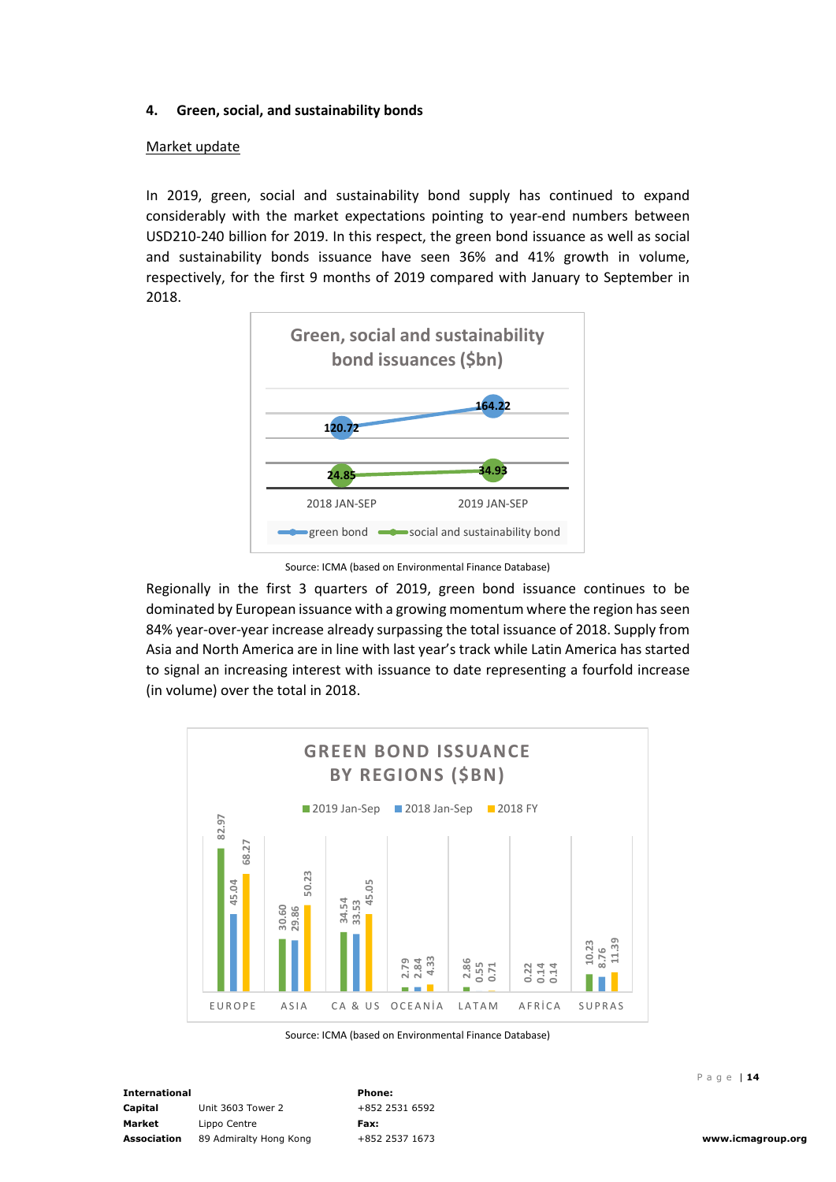## 4. Green, social, and sustainability bonds

Market update

In 2019, green, social and sustainability bond supply has continued to expand considerably with the market expectations pointing to year-end numbers between USD210-240 billion for 2019. In this respect, the green bond issuance as well as social and sustainability bonds issuance have seen 36% and 41% growth in volume, respectively, for the first 9 months of 2019 compared with January to September in 2018.

**Green, social and sustainability bond issuances ($bn)**

| | 2018 JAN-SEP | 2019 JAN-SEP |
|---|---|---|
| green bond | 120.72 | 164.22 |
| social and sustainability bond | 24.85 | 34.93 |

Source: ICMA (based on Environmental Finance Database)

Regionally in the first 3 quarters of 2019, green bond issuance continues to be dominated by European issuance with a growing momentum where the region has seen 84% year-over-year increase already surpassing the total issuance of 2018. Supply from Asia and North America are in line with last year's track while Latin America has started to signal an increasing interest with issuance to date representing a fourfold increase (in volume) over the total in 2018.

**GREEN BOND ISSUANCE BY REGIONS ($BN)**

| | 2019 Jan-Sep | 2018 Jan-Sep | 2018 FY |
|---|---|---|---|
| EUROPE | 82.97 | 45.04 | 68.27 |
| ASIA | 30.60 | 29.86 | 50.23 |
| CA & US | 34.54 | 33.53 | 45.05 |
| OCEANİA | 2.79 | 2.84 | 4.33 |
| LATAM | 2.86 | 0.55 | 0.71 |
| AFRİCA | 0.22 | 0.14 | 0.14 |
| SUPRAS | 10.23 | 8.76 | 11.39 |

Source: ICMA (based on Environmental Finance Database)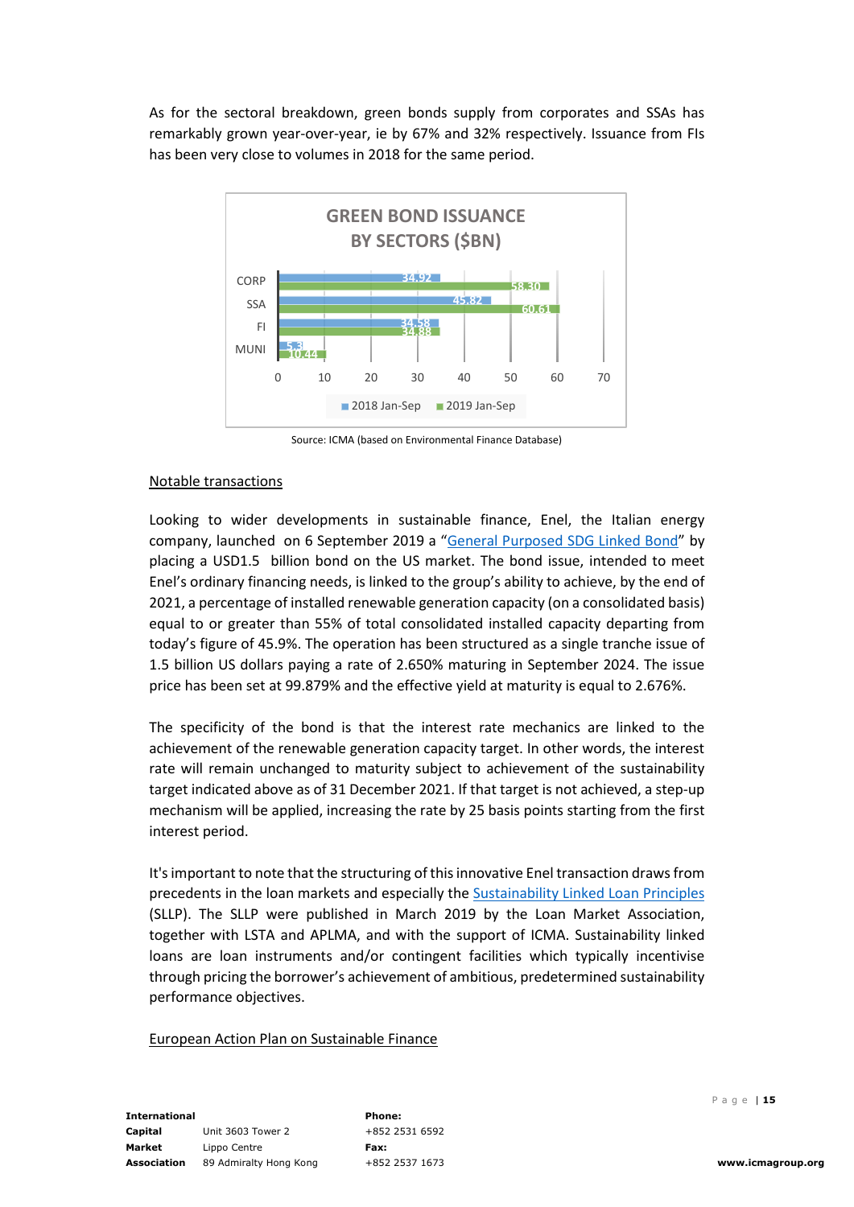As for the sectoral breakdown, green bonds supply from corporates and SSAs has remarkably grown year-over-year, ie by 67% and 32% respectively. Issuance from FIs has been very close to volumes in 2018 for the same period.

**GREEN BOND ISSUANCE BY SECTORS ($BN)**

| Sector | 2018 Jan-Sep | 2019 Jan-Sep |
|---|---|---|
| CORP | 34.92 | 58.30 |
| SSA | 45.82 | 60.61 |
| FI | 34.58 | 34.88 |
| MUNI | 5.3 | 10.44 |

Source: ICMA (based on Environmental Finance Database)

Notable transactions

Looking to wider developments in sustainable finance, Enel, the Italian energy company, launched on 6 September 2019 a "General Purposed SDG Linked Bond" by placing a USD1.5 billion bond on the US market. The bond issue, intended to meet Enel's ordinary financing needs, is linked to the group's ability to achieve, by the end of 2021, a percentage of installed renewable generation capacity (on a consolidated basis) equal to or greater than 55% of total consolidated installed capacity departing from today's figure of 45.9%. The operation has been structured as a single tranche issue of 1.5 billion US dollars paying a rate of 2.650% maturing in September 2024. The issue price has been set at 99.879% and the effective yield at maturity is equal to 2.676%.

The specificity of the bond is that the interest rate mechanics are linked to the achievement of the renewable generation capacity target. In other words, the interest rate will remain unchanged to maturity subject to achievement of the sustainability target indicated above as of 31 December 2021. If that target is not achieved, a step-up mechanism will be applied, increasing the rate by 25 basis points starting from the first interest period.

It's important to note that the structuring of this innovative Enel transaction draws from precedents in the loan markets and especially the Sustainability Linked Loan Principles (SLLP). The SLLP were published in March 2019 by the Loan Market Association, together with LSTA and APLMA, and with the support of ICMA. Sustainability linked loans are loan instruments and/or contingent facilities which typically incentivise through pricing the borrower's achievement of ambitious, predetermined sustainability performance objectives.

European Action Plan on Sustainable Finance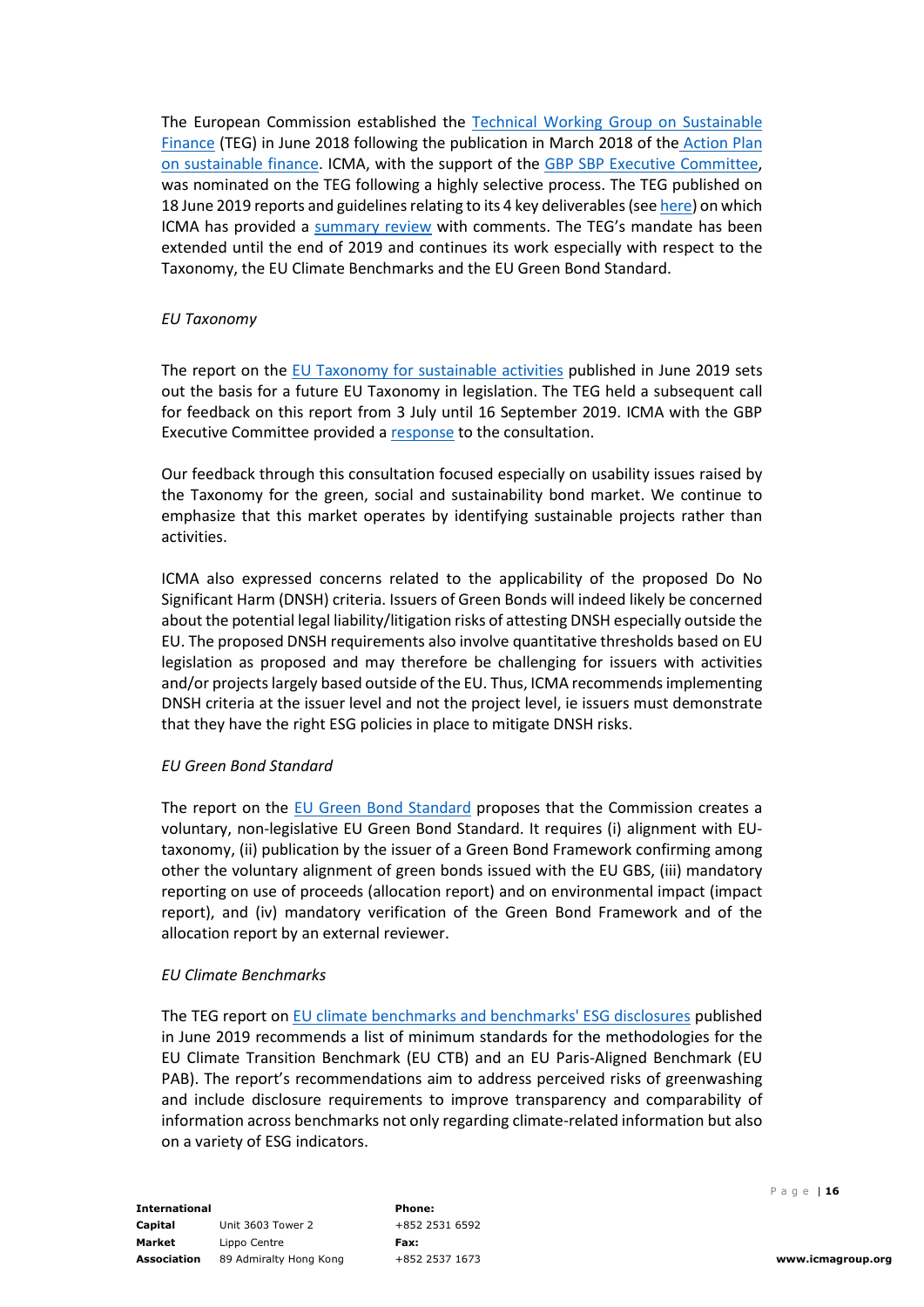The European Commission established the Technical Working Group on Sustainable Finance (TEG) in June 2018 following the publication in March 2018 of the Action Plan on sustainable finance. ICMA, with the support of the GBP SBP Executive Committee, was nominated on the TEG following a highly selective process. The TEG published on 18 June 2019 reports and guidelines relating to its 4 key deliverables (see here) on which ICMA has provided a summary review with comments. The TEG's mandate has been extended until the end of 2019 and continues its work especially with respect to the Taxonomy, the EU Climate Benchmarks and the EU Green Bond Standard.

*EU Taxonomy*

The report on the EU Taxonomy for sustainable activities published in June 2019 sets out the basis for a future EU Taxonomy in legislation. The TEG held a subsequent call for feedback on this report from 3 July until 16 September 2019. ICMA with the GBP Executive Committee provided a response to the consultation.

Our feedback through this consultation focused especially on usability issues raised by the Taxonomy for the green, social and sustainability bond market. We continue to emphasize that this market operates by identifying sustainable projects rather than activities.

ICMA also expressed concerns related to the applicability of the proposed Do No Significant Harm (DNSH) criteria. Issuers of Green Bonds will indeed likely be concerned about the potential legal liability/litigation risks of attesting DNSH especially outside the EU. The proposed DNSH requirements also involve quantitative thresholds based on EU legislation as proposed and may therefore be challenging for issuers with activities and/or projects largely based outside of the EU. Thus, ICMA recommends implementing DNSH criteria at the issuer level and not the project level, ie issuers must demonstrate that they have the right ESG policies in place to mitigate DNSH risks.

*EU Green Bond Standard*

The report on the EU Green Bond Standard proposes that the Commission creates a voluntary, non-legislative EU Green Bond Standard. It requires (i) alignment with EU-taxonomy, (ii) publication by the issuer of a Green Bond Framework confirming among other the voluntary alignment of green bonds issued with the EU GBS, (iii) mandatory reporting on use of proceeds (allocation report) and on environmental impact (impact report), and (iv) mandatory verification of the Green Bond Framework and of the allocation report by an external reviewer.

*EU Climate Benchmarks*

The TEG report on EU climate benchmarks and benchmarks' ESG disclosures published in June 2019 recommends a list of minimum standards for the methodologies for the EU Climate Transition Benchmark (EU CTB) and an EU Paris-Aligned Benchmark (EU PAB). The report's recommendations aim to address perceived risks of greenwashing and include disclosure requirements to improve transparency and comparability of information across benchmarks not only regarding climate-related information but also on a variety of ESG indicators.